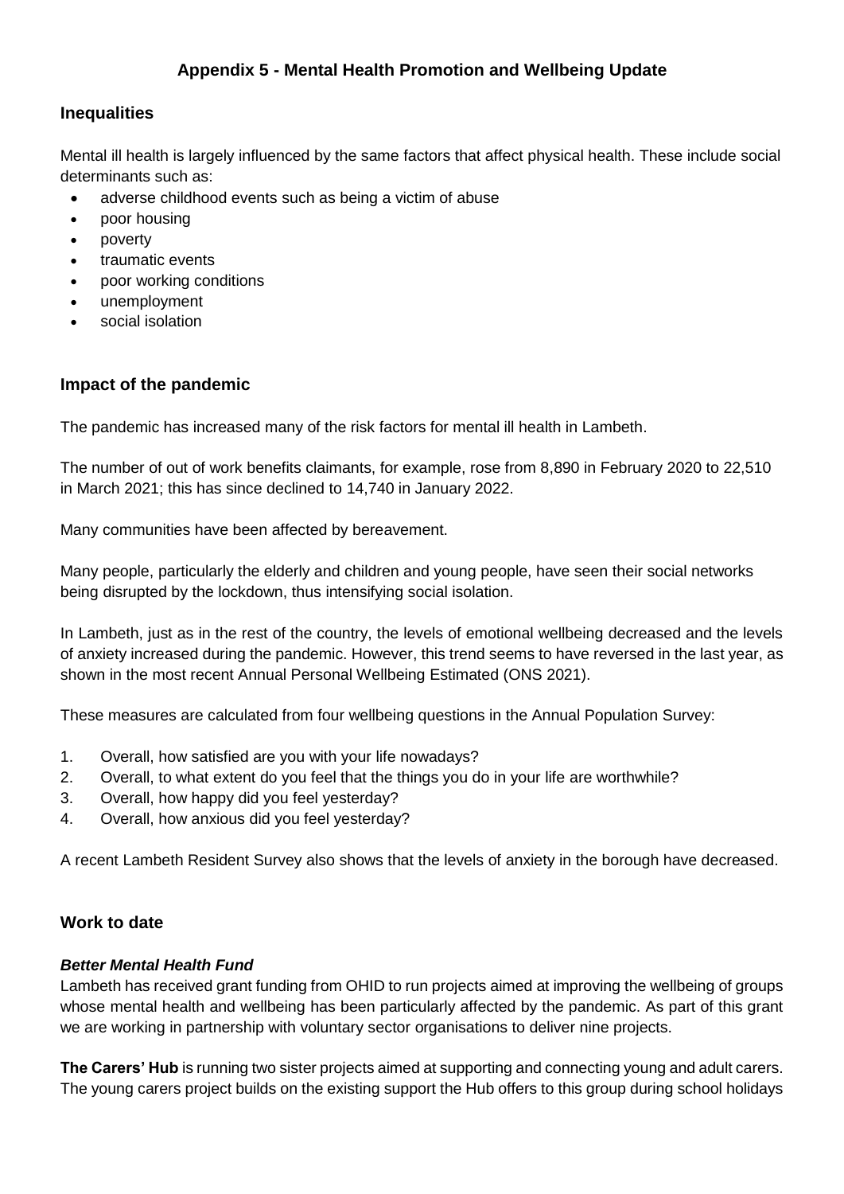# Appendix 5 - Mental Health Promotion and Wellbeing Update

## Inequalities

Mental ill health is largely influenced by the same factors that affect physical health. These include social determinants such as:

- adverse childhood events such as being a victim of abuse
- poor housing
- poverty
- traumatic events
- poor working conditions
- unemployment
- social isolation

## Impact of the pandemic

The pandemic has increased many of the risk factors for mental ill health in Lambeth.

The number of out of work benefits claimants, for example, rose from 8,890 in February 2020 to 22,510 in March 2021; this has since declined to 14,740 in January 2022.

Many communities have been affected by bereavement.

Many people, particularly the elderly and children and young people, have seen their social networks being disrupted by the lockdown, thus intensifying social isolation.

In Lambeth, just as in the rest of the country, the levels of emotional wellbeing decreased and the levels of anxiety increased during the pandemic. However, this trend seems to have reversed in the last year, as shown in the most recent Annual Personal Wellbeing Estimated (ONS 2021).

These measures are calculated from four wellbeing questions in the Annual Population Survey:

1. Overall, how satisfied are you with your life nowadays?
2. Overall, to what extent do you feel that the things you do in your life are worthwhile?
3. Overall, how happy did you feel yesterday?
4. Overall, how anxious did you feel yesterday?

A recent Lambeth Resident Survey also shows that the levels of anxiety in the borough have decreased.

## Work to date

### *Better Mental Health Fund*

Lambeth has received grant funding from OHID to run projects aimed at improving the wellbeing of groups whose mental health and wellbeing has been particularly affected by the pandemic. As part of this grant we are working in partnership with voluntary sector organisations to deliver nine projects.

**The Carers' Hub** is running two sister projects aimed at supporting and connecting young and adult carers. The young carers project builds on the existing support the Hub offers to this group during school holidays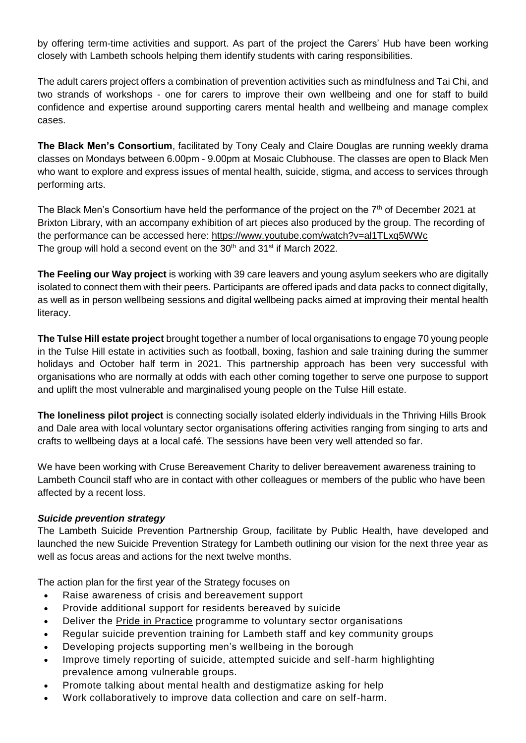by offering term-time activities and support. As part of the project the Carers' Hub have been working closely with Lambeth schools helping them identify students with caring responsibilities.

The adult carers project offers a combination of prevention activities such as mindfulness and Tai Chi, and two strands of workshops - one for carers to improve their own wellbeing and one for staff to build confidence and expertise around supporting carers mental health and wellbeing and manage complex cases.

**The Black Men's Consortium**, facilitated by Tony Cealy and Claire Douglas are running weekly drama classes on Mondays between 6.00pm - 9.00pm at Mosaic Clubhouse. The classes are open to Black Men who want to explore and express issues of mental health, suicide, stigma, and access to services through performing arts.

The Black Men's Consortium have held the performance of the project on the 7th of December 2021 at Brixton Library, with an accompany exhibition of art pieces also produced by the group. The recording of the performance can be accessed here: https://www.youtube.com/watch?v=al1TLxq5WWc
The group will hold a second event on the 30th and 31st if March 2022.

**The Feeling our Way project** is working with 39 care leavers and young asylum seekers who are digitally isolated to connect them with their peers. Participants are offered ipads and data packs to connect digitally, as well as in person wellbeing sessions and digital wellbeing packs aimed at improving their mental health literacy.

**The Tulse Hill estate project** brought together a number of local organisations to engage 70 young people in the Tulse Hill estate in activities such as football, boxing, fashion and sale training during the summer holidays and October half term in 2021. This partnership approach has been very successful with organisations who are normally at odds with each other coming together to serve one purpose to support and uplift the most vulnerable and marginalised young people on the Tulse Hill estate.

**The loneliness pilot project** is connecting socially isolated elderly individuals in the Thriving Hills Brook and Dale area with local voluntary sector organisations offering activities ranging from singing to arts and crafts to wellbeing days at a local café. The sessions have been very well attended so far.

We have been working with Cruse Bereavement Charity to deliver bereavement awareness training to Lambeth Council staff who are in contact with other colleagues or members of the public who have been affected by a recent loss.

***Suicide prevention strategy***

The Lambeth Suicide Prevention Partnership Group, facilitate by Public Health, have developed and launched the new Suicide Prevention Strategy for Lambeth outlining our vision for the next three year as well as focus areas and actions for the next twelve months.

The action plan for the first year of the Strategy focuses on

- Raise awareness of crisis and bereavement support
- Provide additional support for residents bereaved by suicide
- Deliver the Pride in Practice programme to voluntary sector organisations
- Regular suicide prevention training for Lambeth staff and key community groups
- Developing projects supporting men's wellbeing in the borough
- Improve timely reporting of suicide, attempted suicide and self-harm highlighting prevalence among vulnerable groups.
- Promote talking about mental health and destigmatize asking for help
- Work collaboratively to improve data collection and care on self-harm.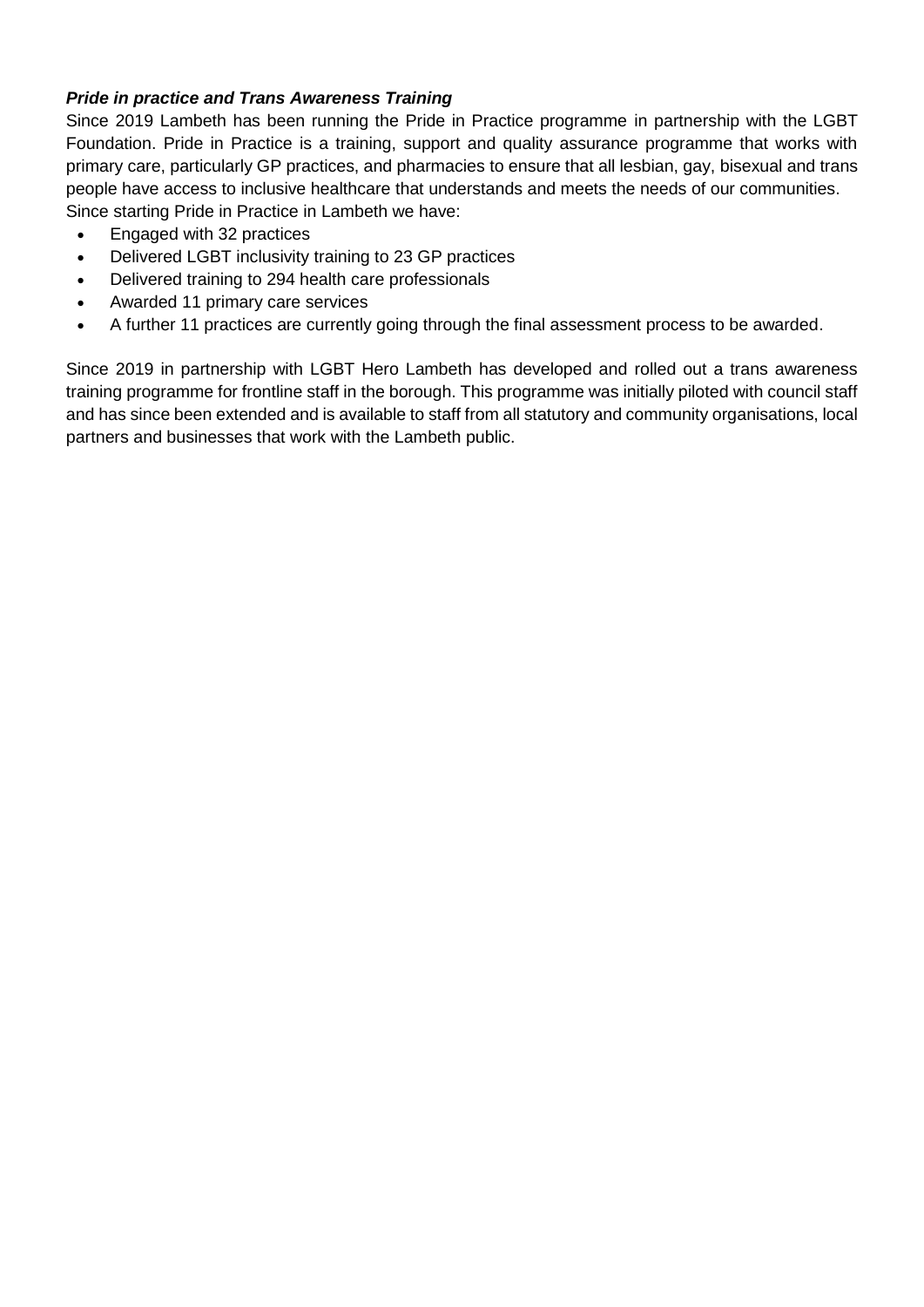***Pride in practice and Trans Awareness Training***

Since 2019 Lambeth has been running the Pride in Practice programme in partnership with the LGBT Foundation. Pride in Practice is a training, support and quality assurance programme that works with primary care, particularly GP practices, and pharmacies to ensure that all lesbian, gay, bisexual and trans people have access to inclusive healthcare that understands and meets the needs of our communities.
Since starting Pride in Practice in Lambeth we have:

- Engaged with 32 practices
- Delivered LGBT inclusivity training to 23 GP practices
- Delivered training to 294 health care professionals
- Awarded 11 primary care services
- A further 11 practices are currently going through the final assessment process to be awarded.

Since 2019 in partnership with LGBT Hero Lambeth has developed and rolled out a trans awareness training programme for frontline staff in the borough. This programme was initially piloted with council staff and has since been extended and is available to staff from all statutory and community organisations, local partners and businesses that work with the Lambeth public.